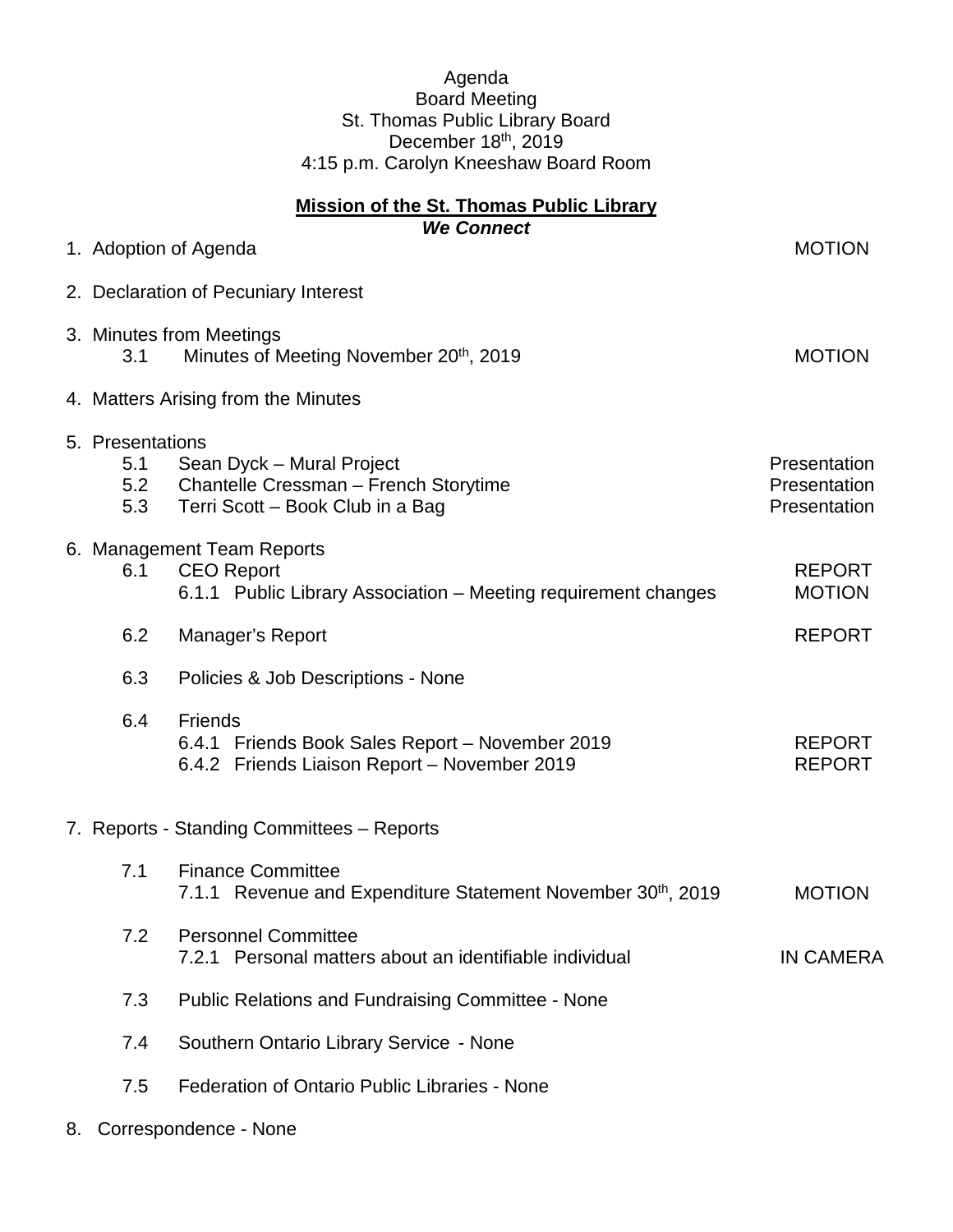Agenda
Board Meeting
St. Thomas Public Library Board
December 18th, 2019
4:15 p.m. Carolyn Kneeshaw Board Room

**Mission of the St. Thomas Public Library**
***We Connect***

| | | |
|---|---|---|
| 1. Adoption of Agenda | | MOTION |
| 2. Declaration of Pecuniary Interest | | |
| 3. Minutes from Meetings | | |
| 3.1 | Minutes of Meeting November 20th, 2019 | MOTION |
| 4. Matters Arising from the Minutes | | |
| 5. Presentations | | |
| 5.1 | Sean Dyck – Mural Project | Presentation |
| 5.2 | Chantelle Cressman – French Storytime | Presentation |
| 5.3 | Terri Scott – Book Club in a Bag | Presentation |
| 6. Management Team Reports | | |
| 6.1 | CEO Report | REPORT |
| | 6.1.1 Public Library Association – Meeting requirement changes | MOTION |
| 6.2 | Manager's Report | REPORT |
| 6.3 | Policies & Job Descriptions - None | |
| 6.4 | Friends | |
| | 6.4.1 Friends Book Sales Report – November 2019 | REPORT |
| | 6.4.2 Friends Liaison Report – November 2019 | REPORT |
| 7. Reports - Standing Committees – Reports | | |
| 7.1 | Finance Committee | |
| | 7.1.1 Revenue and Expenditure Statement November 30th, 2019 | MOTION |
| 7.2 | Personnel Committee | |
| | 7.2.1 Personal matters about an identifiable individual | IN CAMERA |
| 7.3 | Public Relations and Fundraising Committee - None | |
| 7.4 | Southern Ontario Library Service - None | |
| 7.5 | Federation of Ontario Public Libraries - None | |
| 8. Correspondence - None | | |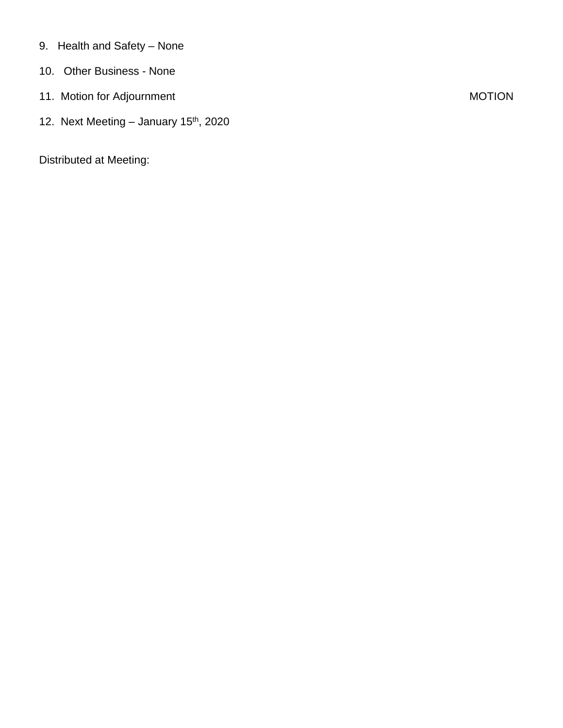9. Health and Safety – None

10. Other Business - None

11. Motion for Adjournment MOTION

12. Next Meeting – January 15th, 2020

Distributed at Meeting: